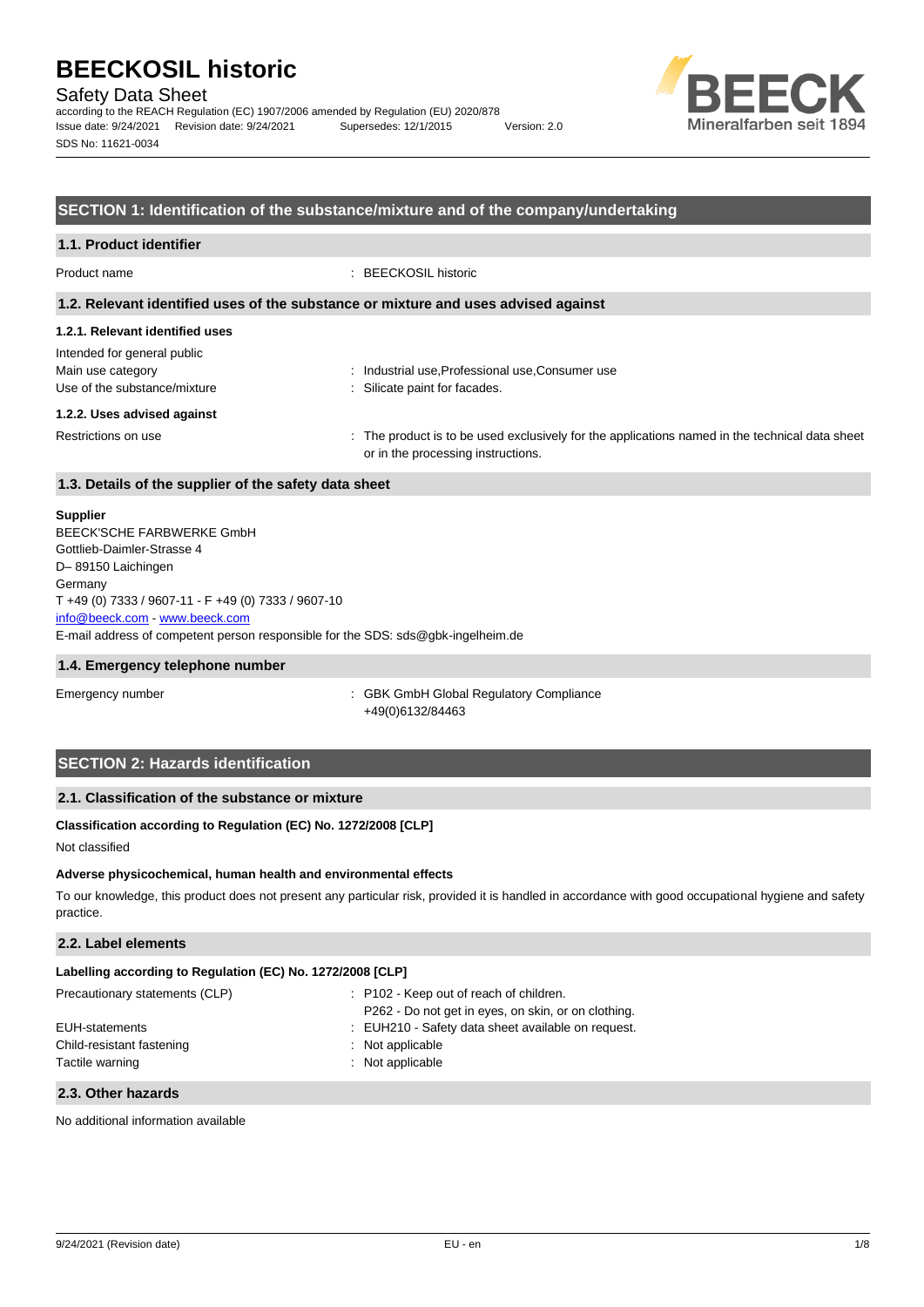# BEECKOSIL historic

Safety Data Sheet

according to the REACH Regulation (EC) 1907/2006 amended by Regulation (EU) 2020/878

Issue date: 9/24/2021 Revision date: 9/24/2021 Supersedes: 12/1/2015 Version: 2.0

SDS No: 11621-0034

## SECTION 1: Identification of the substance/mixture and of the company/undertaking

### 1.1. Product identifier

Product name : BEECKOSIL historic

### 1.2. Relevant identified uses of the substance or mixture and uses advised against

#### 1.2.1. Relevant identified uses

Intended for general public

Main use category : Industrial use,Professional use,Consumer use

Use of the substance/mixture : Silicate paint for facades.

#### 1.2.2. Uses advised against

Restrictions on use : The product is to be used exclusively for the applications named in the technical data sheet or in the processing instructions.

### 1.3. Details of the supplier of the safety data sheet

**Supplier**

BEECK'SCHE FARBWERKE GmbH
Gottlieb-Daimler-Strasse 4
D– 89150 Laichingen
Germany
T +49 (0) 7333 / 9607-11 - F +49 (0) 7333 / 9607-10
info@beeck.com - www.beeck.com
E-mail address of competent person responsible for the SDS: sds@gbk-ingelheim.de

### 1.4. Emergency telephone number

Emergency number : GBK GmbH Global Regulatory Compliance
+49(0)6132/84463

## SECTION 2: Hazards identification

### 2.1. Classification of the substance or mixture

**Classification according to Regulation (EC) No. 1272/2008 [CLP]**

Not classified

**Adverse physicochemical, human health and environmental effects**

To our knowledge, this product does not present any particular risk, provided it is handled in accordance with good occupational hygiene and safety practice.

### 2.2. Label elements

**Labelling according to Regulation (EC) No. 1272/2008 [CLP]**

Precautionary statements (CLP) : P102 - Keep out of reach of children.
P262 - Do not get in eyes, on skin, or on clothing.

EUH-statements : EUH210 - Safety data sheet available on request.

Child-resistant fastening : Not applicable

Tactile warning : Not applicable

### 2.3. Other hazards

No additional information available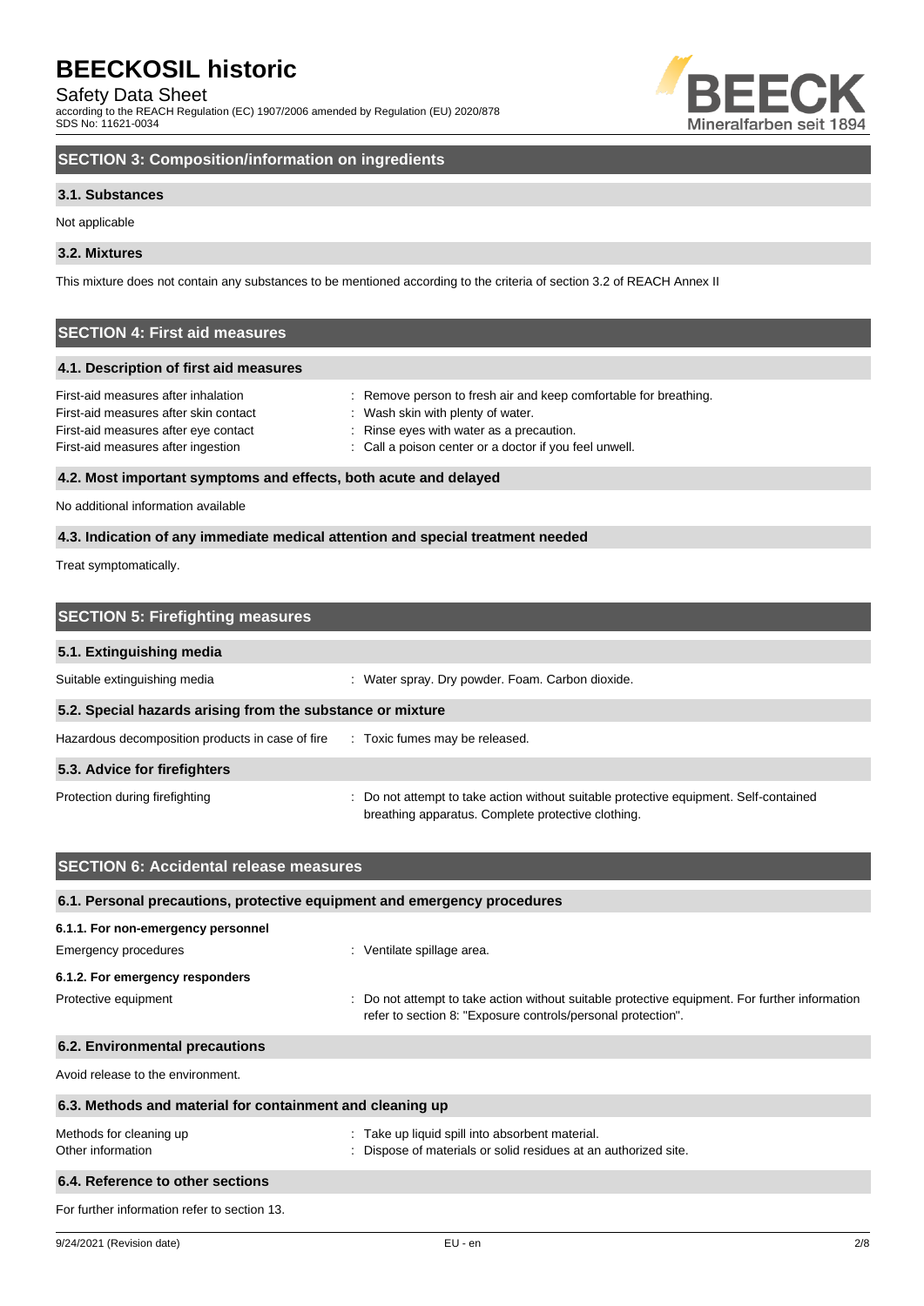## SECTION 3: Composition/information on ingredients

### 3.1. Substances

Not applicable

### 3.2. Mixtures

This mixture does not contain any substances to be mentioned according to the criteria of section 3.2 of REACH Annex II

## SECTION 4: First aid measures

### 4.1. Description of first aid measures

| | |
|---|---|
| First-aid measures after inhalation | : Remove person to fresh air and keep comfortable for breathing. |
| First-aid measures after skin contact | : Wash skin with plenty of water. |
| First-aid measures after eye contact | : Rinse eyes with water as a precaution. |
| First-aid measures after ingestion | : Call a poison center or a doctor if you feel unwell. |

### 4.2. Most important symptoms and effects, both acute and delayed

No additional information available

### 4.3. Indication of any immediate medical attention and special treatment needed

Treat symptomatically.

## SECTION 5: Firefighting measures

### 5.1. Extinguishing media

| | |
|---|---|
| Suitable extinguishing media | : Water spray. Dry powder. Foam. Carbon dioxide. |

### 5.2. Special hazards arising from the substance or mixture

| | |
|---|---|
| Hazardous decomposition products in case of fire | : Toxic fumes may be released. |

### 5.3. Advice for firefighters

| | |
|---|---|
| Protection during firefighting | : Do not attempt to take action without suitable protective equipment. Self-contained breathing apparatus. Complete protective clothing. |

## SECTION 6: Accidental release measures

### 6.1. Personal precautions, protective equipment and emergency procedures

#### 6.1.1. For non-emergency personnel

| | |
|---|---|
| Emergency procedures | : Ventilate spillage area. |

#### 6.1.2. For emergency responders

| | |
|---|---|
| Protective equipment | : Do not attempt to take action without suitable protective equipment. For further information refer to section 8: "Exposure controls/personal protection". |

### 6.2. Environmental precautions

Avoid release to the environment.

### 6.3. Methods and material for containment and cleaning up

| | |
|---|---|
| Methods for cleaning up | : Take up liquid spill into absorbent material. |
| Other information | : Dispose of materials or solid residues at an authorized site. |

### 6.4. Reference to other sections

For further information refer to section 13.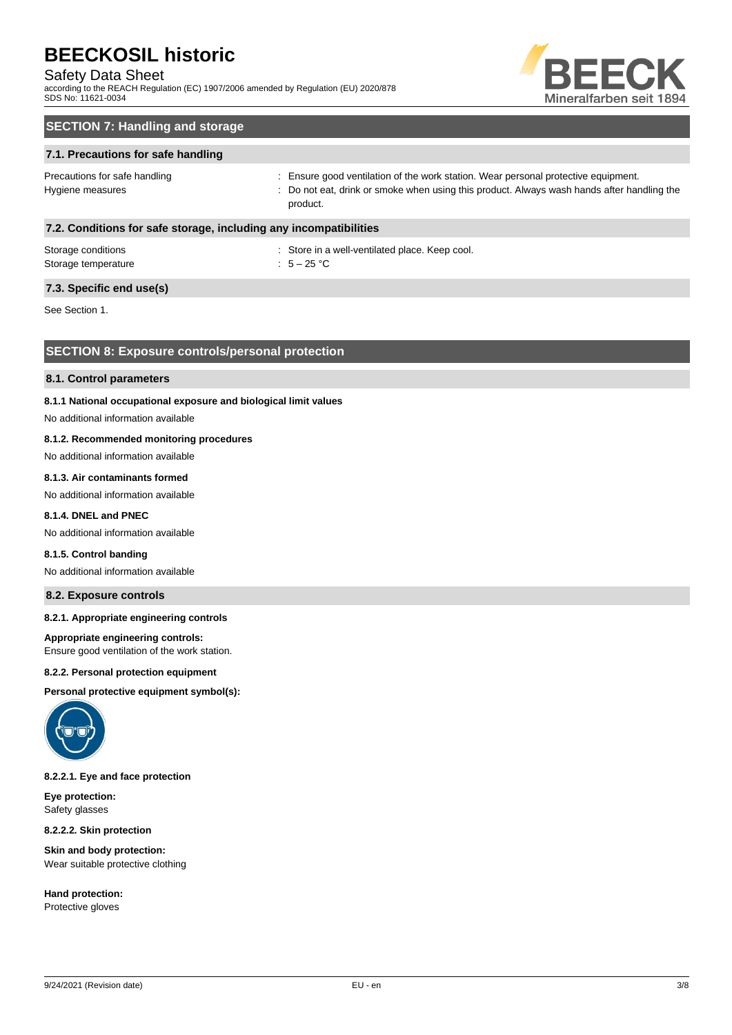## SECTION 7: Handling and storage

### 7.1. Precautions for safe handling

Precautions for safe handling : Ensure good ventilation of the work station. Wear personal protective equipment.

Hygiene measures : Do not eat, drink or smoke when using this product. Always wash hands after handling the product.

### 7.2. Conditions for safe storage, including any incompatibilities

Storage conditions : Store in a well-ventilated place. Keep cool.

Storage temperature : 5 – 25 °C

### 7.3. Specific end use(s)

See Section 1.

## SECTION 8: Exposure controls/personal protection

### 8.1. Control parameters

#### 8.1.1 National occupational exposure and biological limit values

No additional information available

#### 8.1.2. Recommended monitoring procedures

No additional information available

#### 8.1.3. Air contaminants formed

No additional information available

#### 8.1.4. DNEL and PNEC

No additional information available

#### 8.1.5. Control banding

No additional information available

### 8.2. Exposure controls

#### 8.2.1. Appropriate engineering controls

**Appropriate engineering controls:**
Ensure good ventilation of the work station.

#### 8.2.2. Personal protection equipment

**Personal protective equipment symbol(s):**

#### 8.2.2.1. Eye and face protection

**Eye protection:**
Safety glasses

#### 8.2.2.2. Skin protection

**Skin and body protection:**
Wear suitable protective clothing

**Hand protection:**
Protective gloves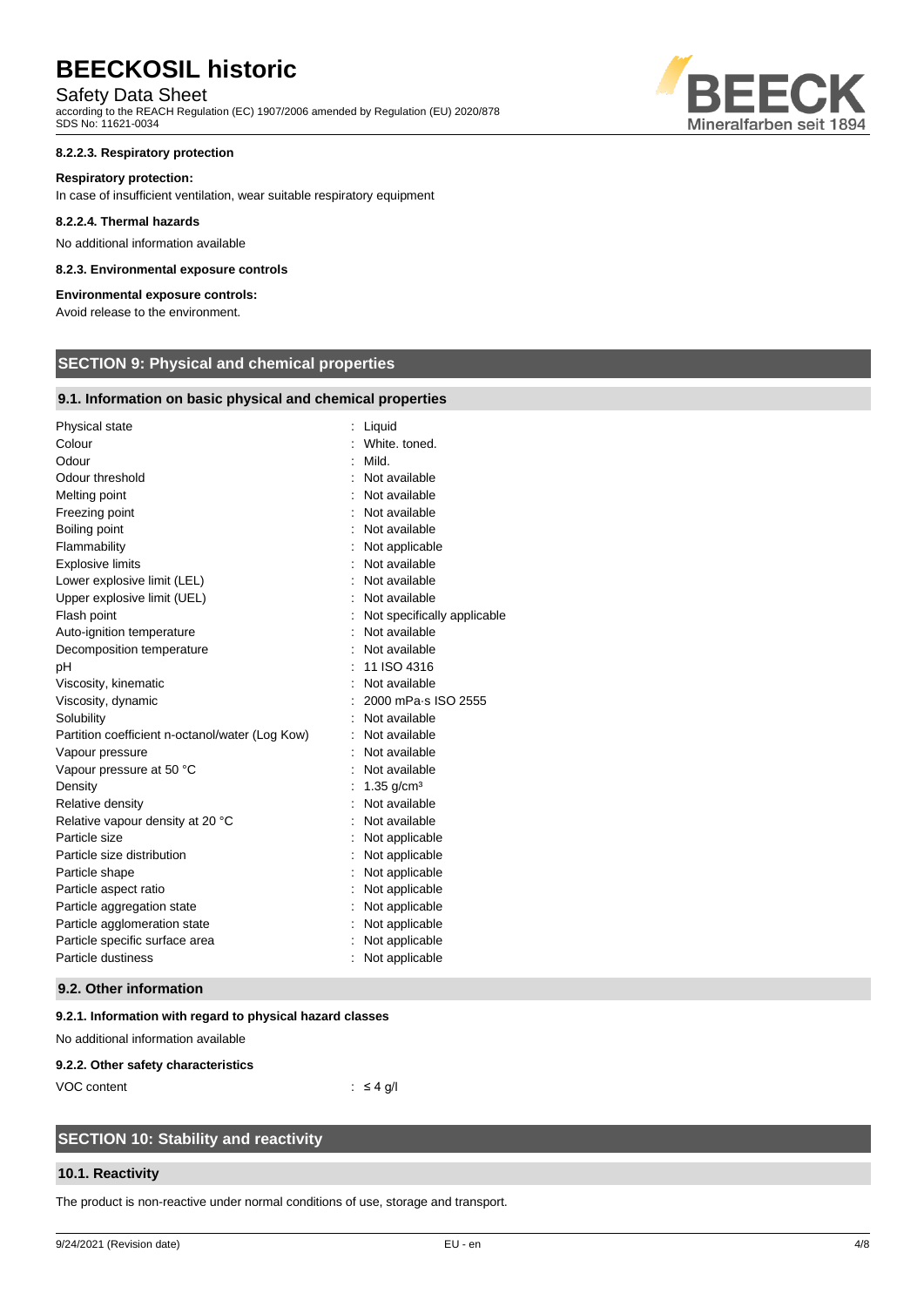#### 8.2.2.3. Respiratory protection

**Respiratory protection:**

In case of insufficient ventilation, wear suitable respiratory equipment

#### 8.2.2.4. Thermal hazards

No additional information available

#### 8.2.3. Environmental exposure controls

**Environmental exposure controls:**

Avoid release to the environment.

## SECTION 9: Physical and chemical properties

### 9.1. Information on basic physical and chemical properties

| | |
|---|---|
| Physical state | : Liquid |
| Colour | : White. toned. |
| Odour | : Mild. |
| Odour threshold | : Not available |
| Melting point | : Not available |
| Freezing point | : Not available |
| Boiling point | : Not available |
| Flammability | : Not applicable |
| Explosive limits | : Not available |
| Lower explosive limit (LEL) | : Not available |
| Upper explosive limit (UEL) | : Not available |
| Flash point | : Not specifically applicable |
| Auto-ignition temperature | : Not available |
| Decomposition temperature | : Not available |
| pH | : 11 ISO 4316 |
| Viscosity, kinematic | : Not available |
| Viscosity, dynamic | : 2000 mPa·s ISO 2555 |
| Solubility | : Not available |
| Partition coefficient n-octanol/water (Log Kow) | : Not available |
| Vapour pressure | : Not available |
| Vapour pressure at 50 °C | : Not available |
| Density | : 1.35 g/cm³ |
| Relative density | : Not available |
| Relative vapour density at 20 °C | : Not available |
| Particle size | : Not applicable |
| Particle size distribution | : Not applicable |
| Particle shape | : Not applicable |
| Particle aspect ratio | : Not applicable |
| Particle aggregation state | : Not applicable |
| Particle agglomeration state | : Not applicable |
| Particle specific surface area | : Not applicable |
| Particle dustiness | : Not applicable |

### 9.2. Other information

#### 9.2.1. Information with regard to physical hazard classes

No additional information available

#### 9.2.2. Other safety characteristics

| | |
|---|---|
| VOC content | : ≤ 4 g/l |

## SECTION 10: Stability and reactivity

### 10.1. Reactivity

The product is non-reactive under normal conditions of use, storage and transport.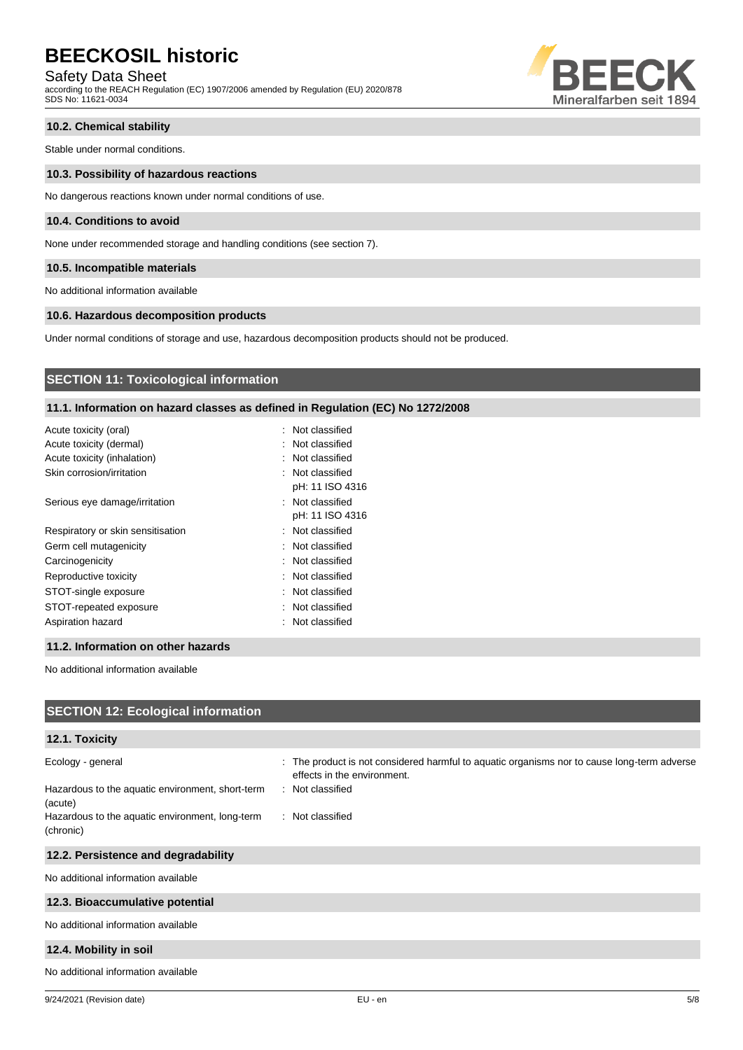### 10.2. Chemical stability

Stable under normal conditions.

### 10.3. Possibility of hazardous reactions

No dangerous reactions known under normal conditions of use.

### 10.4. Conditions to avoid

None under recommended storage and handling conditions (see section 7).

### 10.5. Incompatible materials

No additional information available

### 10.6. Hazardous decomposition products

Under normal conditions of storage and use, hazardous decomposition products should not be produced.

## SECTION 11: Toxicological information

### 11.1. Information on hazard classes as defined in Regulation (EC) No 1272/2008

| | |
|---|---|
| Acute toxicity (oral) | : Not classified |
| Acute toxicity (dermal) | : Not classified |
| Acute toxicity (inhalation) | : Not classified |
| Skin corrosion/irritation | : Not classified<br>pH: 11 ISO 4316 |
| Serious eye damage/irritation | : Not classified<br>pH: 11 ISO 4316 |
| Respiratory or skin sensitisation | : Not classified |
| Germ cell mutagenicity | : Not classified |
| Carcinogenicity | : Not classified |
| Reproductive toxicity | : Not classified |
| STOT-single exposure | : Not classified |
| STOT-repeated exposure | : Not classified |
| Aspiration hazard | : Not classified |

### 11.2. Information on other hazards

No additional information available

## SECTION 12: Ecological information

### 12.1. Toxicity

| | |
|---|---|
| Ecology - general | : The product is not considered harmful to aquatic organisms nor to cause long-term adverse effects in the environment. |
| Hazardous to the aquatic environment, short-term (acute) | : Not classified |
| Hazardous to the aquatic environment, long-term (chronic) | : Not classified |

### 12.2. Persistence and degradability

No additional information available

### 12.3. Bioaccumulative potential

No additional information available

### 12.4. Mobility in soil

No additional information available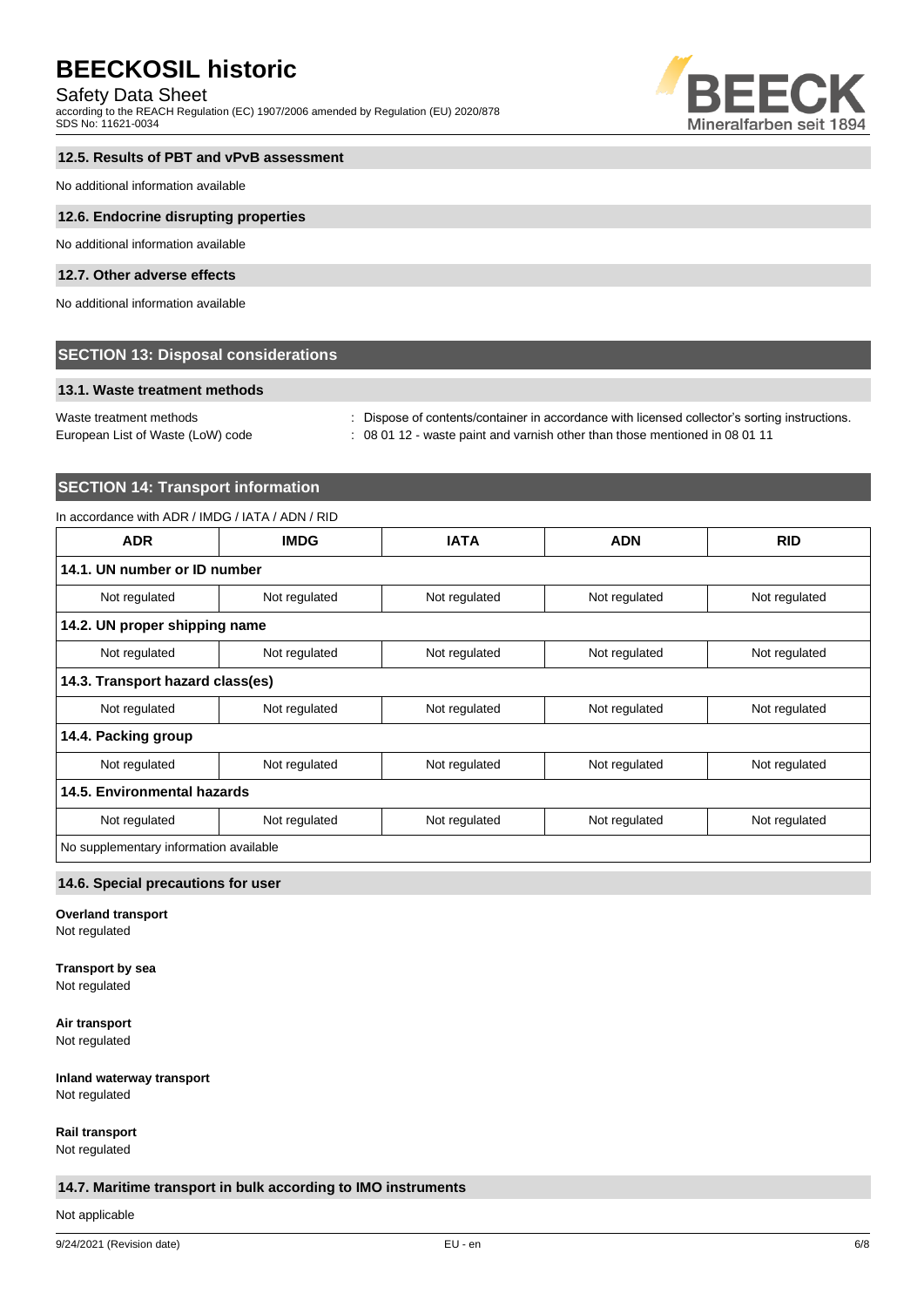### 12.5. Results of PBT and vPvB assessment

No additional information available

### 12.6. Endocrine disrupting properties

No additional information available

### 12.7. Other adverse effects

No additional information available

## SECTION 13: Disposal considerations

### 13.1. Waste treatment methods

Waste treatment methods : Dispose of contents/container in accordance with licensed collector's sorting instructions.

European List of Waste (LoW) code : 08 01 12 - waste paint and varnish other than those mentioned in 08 01 11

## SECTION 14: Transport information

In accordance with ADR / IMDG / IATA / ADN / RID

| ADR | IMDG | IATA | ADN | RID |
|---|---|---|---|---|
| **14.1. UN number or ID number** | | | | |
| Not regulated | Not regulated | Not regulated | Not regulated | Not regulated |
| **14.2. UN proper shipping name** | | | | |
| Not regulated | Not regulated | Not regulated | Not regulated | Not regulated |
| **14.3. Transport hazard class(es)** | | | | |
| Not regulated | Not regulated | Not regulated | Not regulated | Not regulated |
| **14.4. Packing group** | | | | |
| Not regulated | Not regulated | Not regulated | Not regulated | Not regulated |
| **14.5. Environmental hazards** | | | | |
| Not regulated | Not regulated | Not regulated | Not regulated | Not regulated |
| No supplementary information available | | | | |

### 14.6. Special precautions for user

**Overland transport**
Not regulated

**Transport by sea**
Not regulated

**Air transport**
Not regulated

**Inland waterway transport**
Not regulated

**Rail transport**
Not regulated

### 14.7. Maritime transport in bulk according to IMO instruments

Not applicable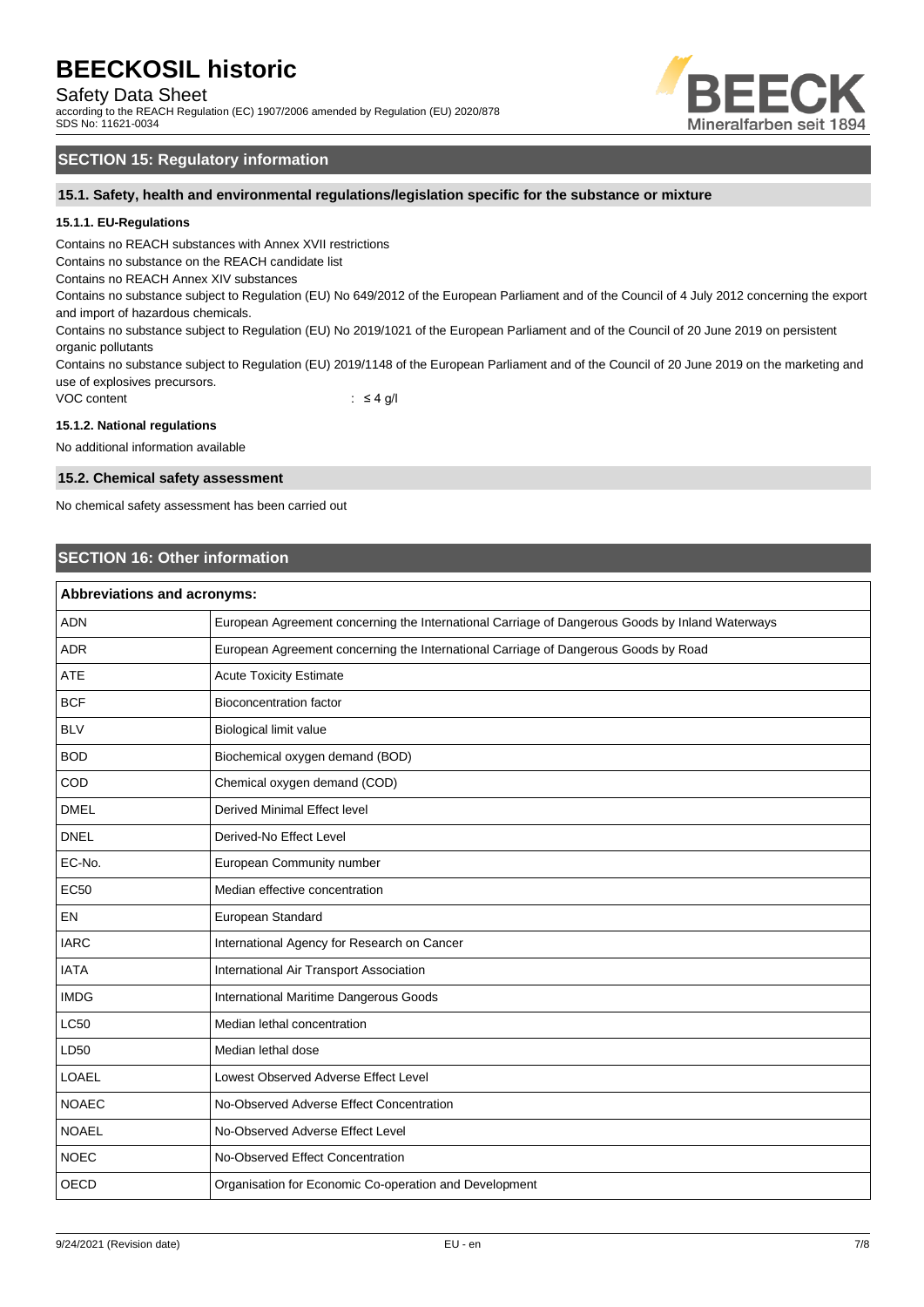## SECTION 15: Regulatory information

### 15.1. Safety, health and environmental regulations/legislation specific for the substance or mixture

#### 15.1.1. EU-Regulations

Contains no REACH substances with Annex XVII restrictions

Contains no substance on the REACH candidate list

Contains no REACH Annex XIV substances

Contains no substance subject to Regulation (EU) No 649/2012 of the European Parliament and of the Council of 4 July 2012 concerning the export and import of hazardous chemicals.

Contains no substance subject to Regulation (EU) No 2019/1021 of the European Parliament and of the Council of 20 June 2019 on persistent organic pollutants

Contains no substance subject to Regulation (EU) 2019/1148 of the European Parliament and of the Council of 20 June 2019 on the marketing and use of explosives precursors.

VOC content : ≤ 4 g/l

#### 15.1.2. National regulations

No additional information available

### 15.2. Chemical safety assessment

No chemical safety assessment has been carried out

## SECTION 16: Other information

| Abbreviations and acronyms: | |
|---|---|
| ADN | European Agreement concerning the International Carriage of Dangerous Goods by Inland Waterways |
| ADR | European Agreement concerning the International Carriage of Dangerous Goods by Road |
| ATE | Acute Toxicity Estimate |
| BCF | Bioconcentration factor |
| BLV | Biological limit value |
| BOD | Biochemical oxygen demand (BOD) |
| COD | Chemical oxygen demand (COD) |
| DMEL | Derived Minimal Effect level |
| DNEL | Derived-No Effect Level |
| EC-No. | European Community number |
| EC50 | Median effective concentration |
| EN | European Standard |
| IARC | International Agency for Research on Cancer |
| IATA | International Air Transport Association |
| IMDG | International Maritime Dangerous Goods |
| LC50 | Median lethal concentration |
| LD50 | Median lethal dose |
| LOAEL | Lowest Observed Adverse Effect Level |
| NOAEC | No-Observed Adverse Effect Concentration |
| NOAEL | No-Observed Adverse Effect Level |
| NOEC | No-Observed Effect Concentration |
| OECD | Organisation for Economic Co-operation and Development |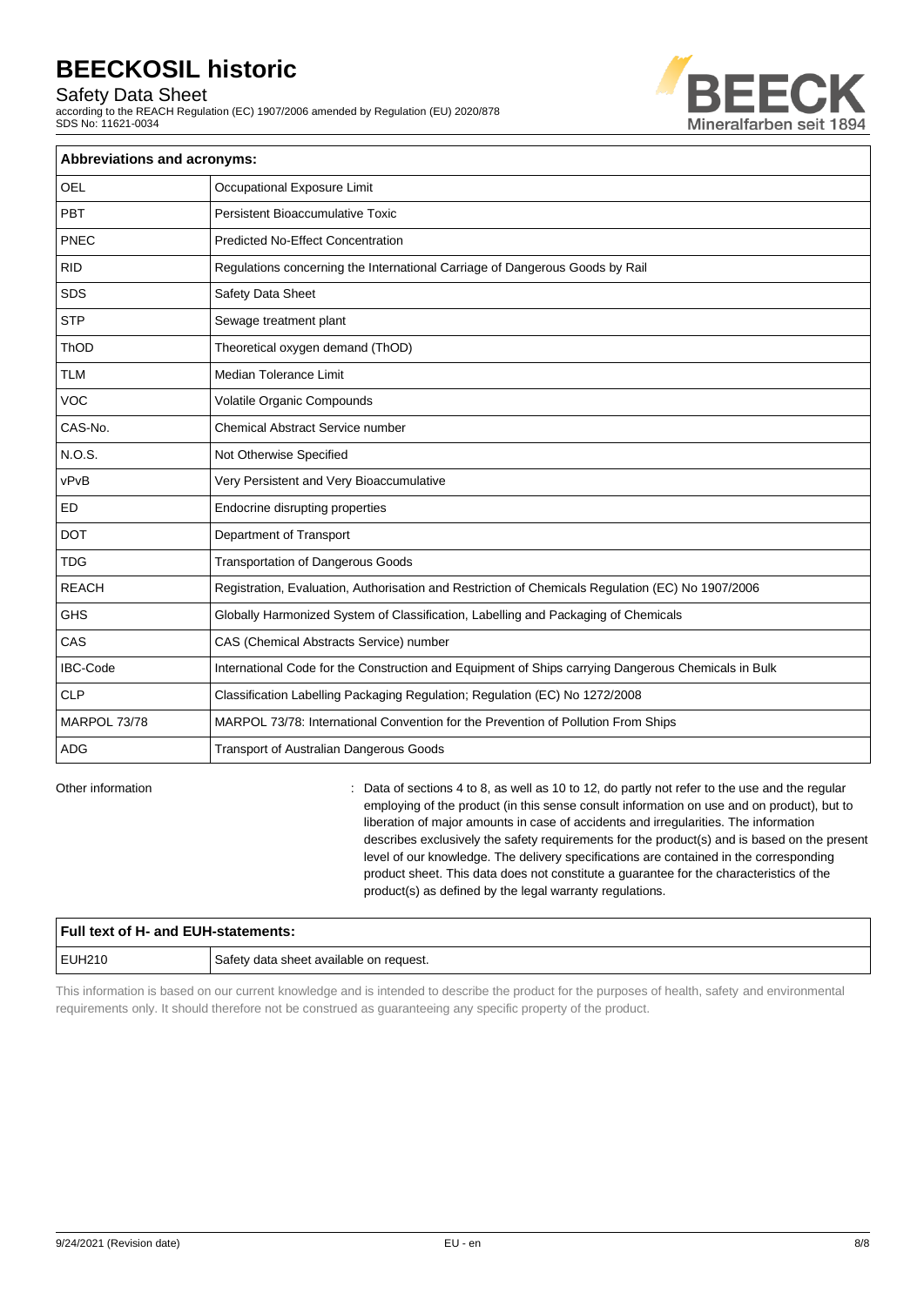| Abbreviations and acronyms: | |
|---|---|
| OEL | Occupational Exposure Limit |
| PBT | Persistent Bioaccumulative Toxic |
| PNEC | Predicted No-Effect Concentration |
| RID | Regulations concerning the International Carriage of Dangerous Goods by Rail |
| SDS | Safety Data Sheet |
| STP | Sewage treatment plant |
| ThOD | Theoretical oxygen demand (ThOD) |
| TLM | Median Tolerance Limit |
| VOC | Volatile Organic Compounds |
| CAS-No. | Chemical Abstract Service number |
| N.O.S. | Not Otherwise Specified |
| vPvB | Very Persistent and Very Bioaccumulative |
| ED | Endocrine disrupting properties |
| DOT | Department of Transport |
| TDG | Transportation of Dangerous Goods |
| REACH | Registration, Evaluation, Authorisation and Restriction of Chemicals Regulation (EC) No 1907/2006 |
| GHS | Globally Harmonized System of Classification, Labelling and Packaging of Chemicals |
| CAS | CAS (Chemical Abstracts Service) number |
| IBC-Code | International Code for the Construction and Equipment of Ships carrying Dangerous Chemicals in Bulk |
| CLP | Classification Labelling Packaging Regulation; Regulation (EC) No 1272/2008 |
| MARPOL 73/78 | MARPOL 73/78: International Convention for the Prevention of Pollution From Ships |
| ADG | Transport of Australian Dangerous Goods |

Other information : Data of sections 4 to 8, as well as 10 to 12, do partly not refer to the use and the regular employing of the product (in this sense consult information on use and on product), but to liberation of major amounts in case of accidents and irregularities. The information describes exclusively the safety requirements for the product(s) and is based on the present level of our knowledge. The delivery specifications are contained in the corresponding product sheet. This data does not constitute a guarantee for the characteristics of the product(s) as defined by the legal warranty regulations.

| Full text of H- and EUH-statements: | |
|---|---|
| EUH210 | Safety data sheet available on request. |

This information is based on our current knowledge and is intended to describe the product for the purposes of health, safety and environmental requirements only. It should therefore not be construed as guaranteeing any specific property of the product.